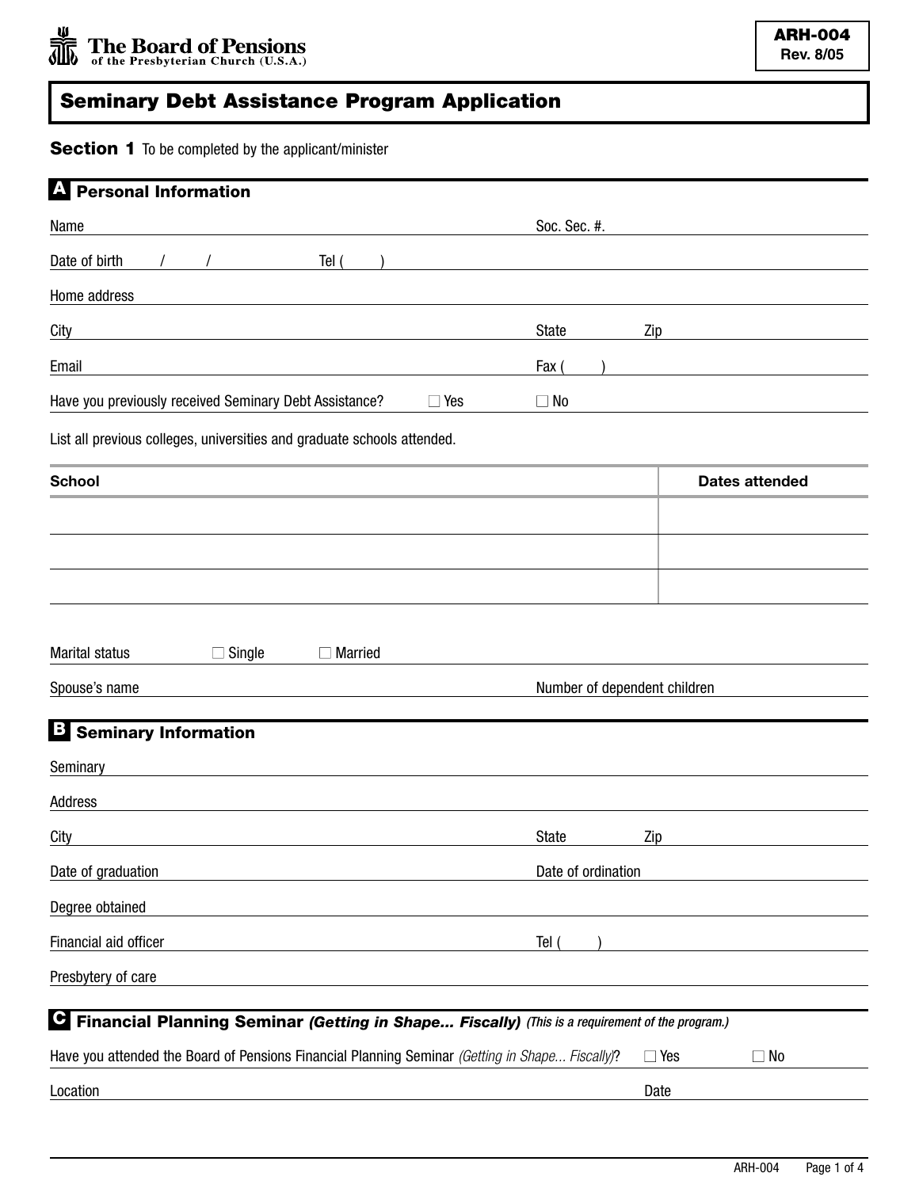The Board of Pensions of the Presbyterian Church (U.S.A.)

**ARH-004**
**Rev. 8/05**

# Seminary Debt Assistance Program Application

## Section 1 To be completed by the applicant/minister

### A Personal Information

Name ______________________ Soc. Sec. #. ______________________

Date of birth ___/___/___ Tel (   ) ______________________

Home address ______________________

City ______________________ State ________ Zip ________

Email ______________________ Fax (   ) ______________________

Have you previously received Seminary Debt Assistance? ☐ Yes ☐ No

List all previous colleges, universities and graduate schools attended.

| School | Dates attended |
|---|---|
| | |
| | |
| | |

Marital status ☐ Single ☐ Married

Spouse's name ______________________ Number of dependent children ________

### B Seminary Information

Seminary ______________________

Address ______________________

City ______________________ State ________ Zip ________

Date of graduation ______________________ Date of ordination ______________________

Degree obtained ______________________

Financial aid officer ______________________ Tel (   ) ______________________

Presbytery of care ______________________

### C Financial Planning Seminar *(Getting in Shape... Fiscally)* *(This is a requirement of the program.)*

Have you attended the Board of Pensions Financial Planning Seminar *(Getting in Shape... Fiscally)*? ☐ Yes ☐ No

Location ______________________ Date ________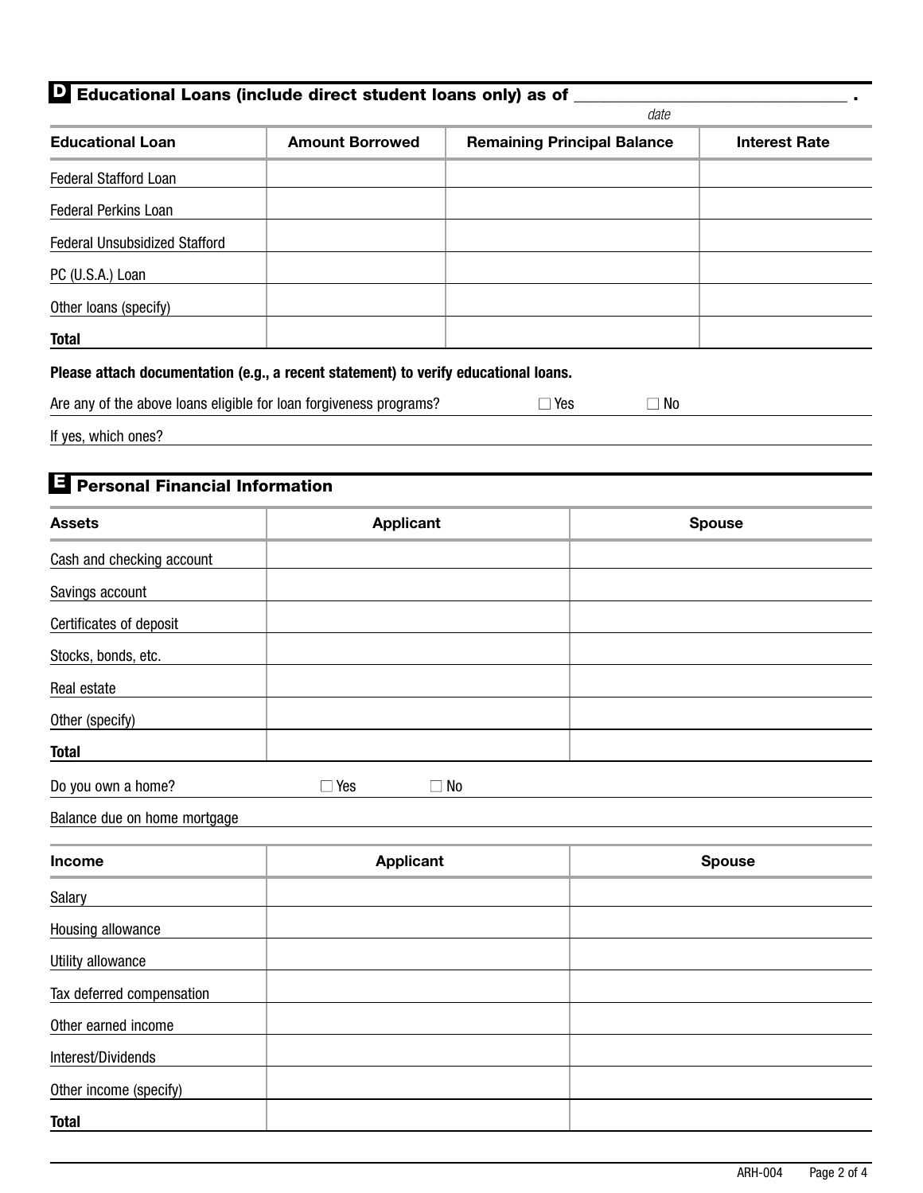## D Educational Loans (include direct student loans only) as of ______________________________ .

*date*

| Educational Loan | Amount Borrowed | Remaining Principal Balance | Interest Rate |
|---|---|---|---|
| Federal Stafford Loan | | | |
| Federal Perkins Loan | | | |
| Federal Unsubsidized Stafford | | | |
| PC (U.S.A.) Loan | | | |
| Other loans (specify) | | | |
| **Total** | | | |

**Please attach documentation (e.g., a recent statement) to verify educational loans.**

Are any of the above loans eligible for loan forgiveness programs? ☐ Yes ☐ No

If yes, which ones?

## E Personal Financial Information

| Assets | Applicant | Spouse |
|---|---|---|
| Cash and checking account | | |
| Savings account | | |
| Certificates of deposit | | |
| Stocks, bonds, etc. | | |
| Real estate | | |
| Other (specify) | | |
| **Total** | | |

Do you own a home? ☐ Yes ☐ No

Balance due on home mortgage

| Income | Applicant | Spouse |
|---|---|---|
| Salary | | |
| Housing allowance | | |
| Utility allowance | | |
| Tax deferred compensation | | |
| Other earned income | | |
| Interest/Dividends | | |
| Other income (specify) | | |
| **Total** | | |

ARH-004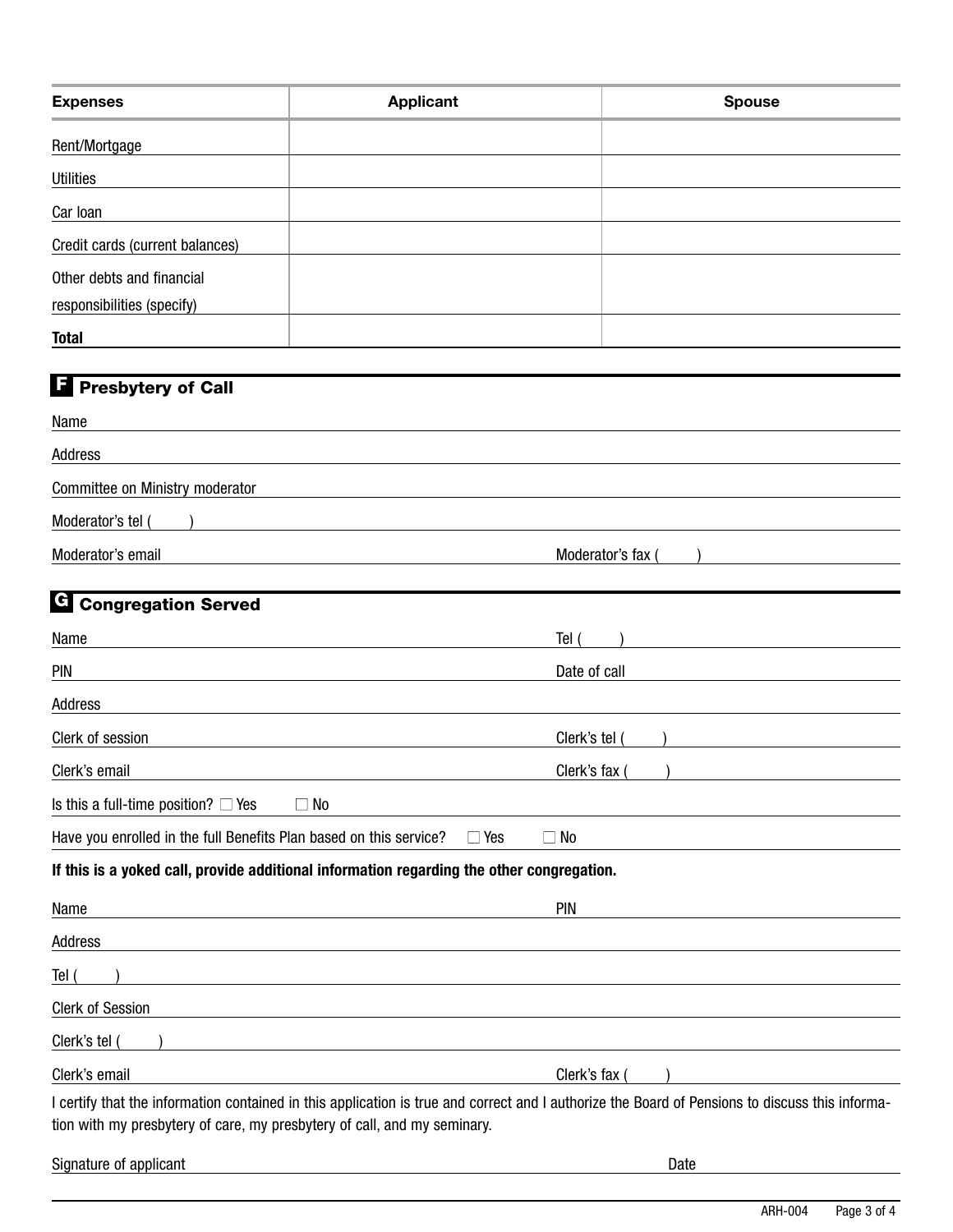| Expenses | Applicant | Spouse |
|---|---|---|
| Rent/Mortgage | | |
| Utilities | | |
| Car loan | | |
| Credit cards (current balances) | | |
| Other debts and financial responsibilities (specify) | | |
| **Total** | | |

## F Presbytery of Call

Name

Address

Committee on Ministry moderator

Moderator's tel (     )

Moderator's email                                        Moderator's fax (     )

## G Congregation Served

Name                                        Tel (     )

PIN                                        Date of call

Address

Clerk of session                                        Clerk's tel (     )

Clerk's email                                        Clerk's fax (     )

Is this a full-time position? ☐ Yes ☐ No

Have you enrolled in the full Benefits Plan based on this service? ☐ Yes ☐ No

**If this is a yoked call, provide additional information regarding the other congregation.**

Name                                        PIN

Address

Tel (     )

Clerk of Session

Clerk's tel (     )

Clerk's email                                        Clerk's fax (     )

I certify that the information contained in this application is true and correct and I authorize the Board of Pensions to discuss this information with my presbytery of care, my presbytery of call, and my seminary.

Signature of applicant                                        Date

ARH-004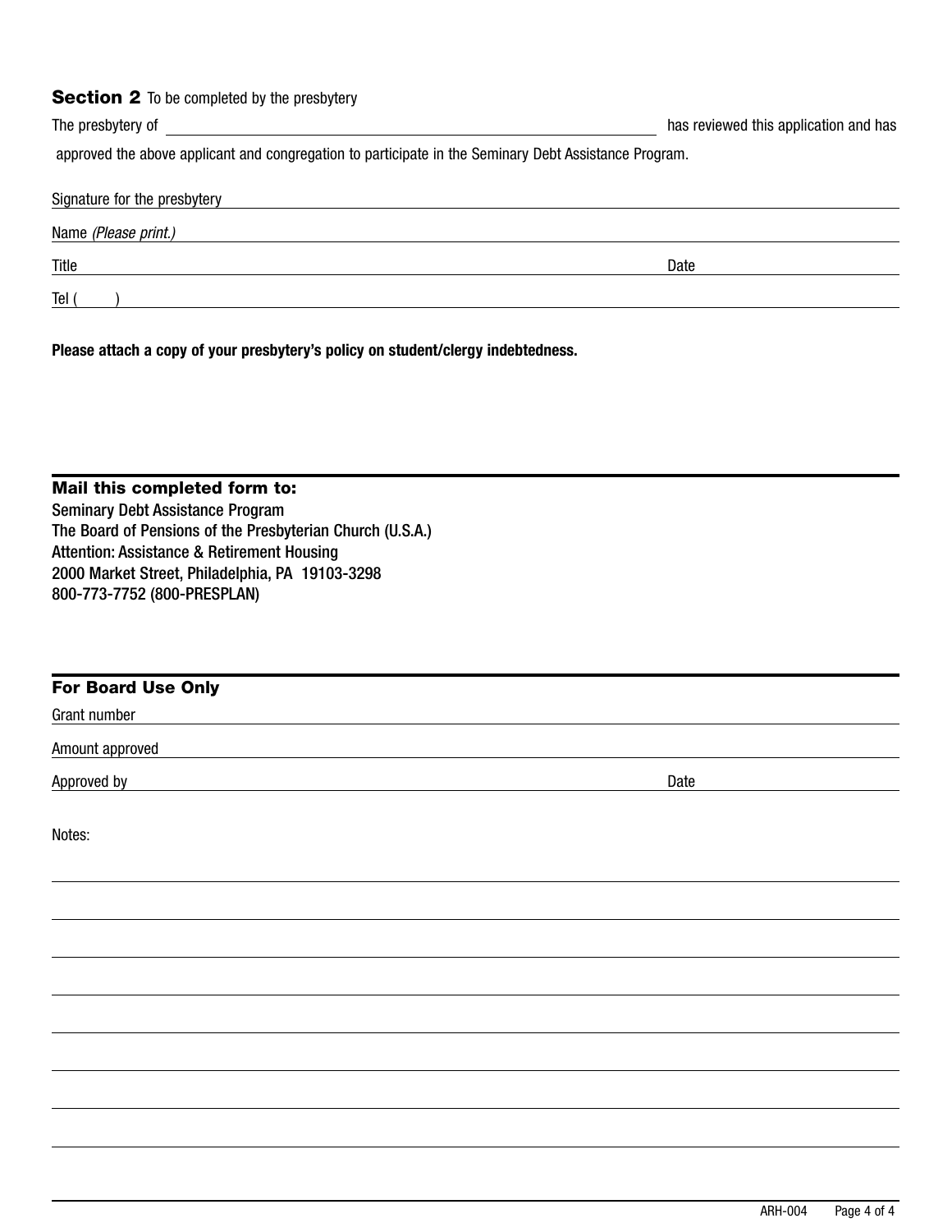**Section 2** To be completed by the presbytery

The presbytery of ______________________________ has reviewed this application and has approved the above applicant and congregation to participate in the Seminary Debt Assistance Program.

Signature for the presbytery ______________________________

Name *(Please print.)* ______________________________

Title ______________________________ Date ______________

Tel (      ) ______________________________

**Please attach a copy of your presbytery's policy on student/clergy indebtedness.**

---

**Mail this completed form to:**

Seminary Debt Assistance Program
The Board of Pensions of the Presbyterian Church (U.S.A.)
Attention: Assistance & Retirement Housing
2000 Market Street, Philadelphia, PA 19103-3298
800-773-7752 (800-PRESPLAN)

---

**For Board Use Only**

Grant number ______________________________

Amount approved ______________________________

Approved by ______________________________ Date ______________

Notes:

______________________________

______________________________

______________________________

______________________________

______________________________

______________________________

______________________________

______________________________

ARH-004